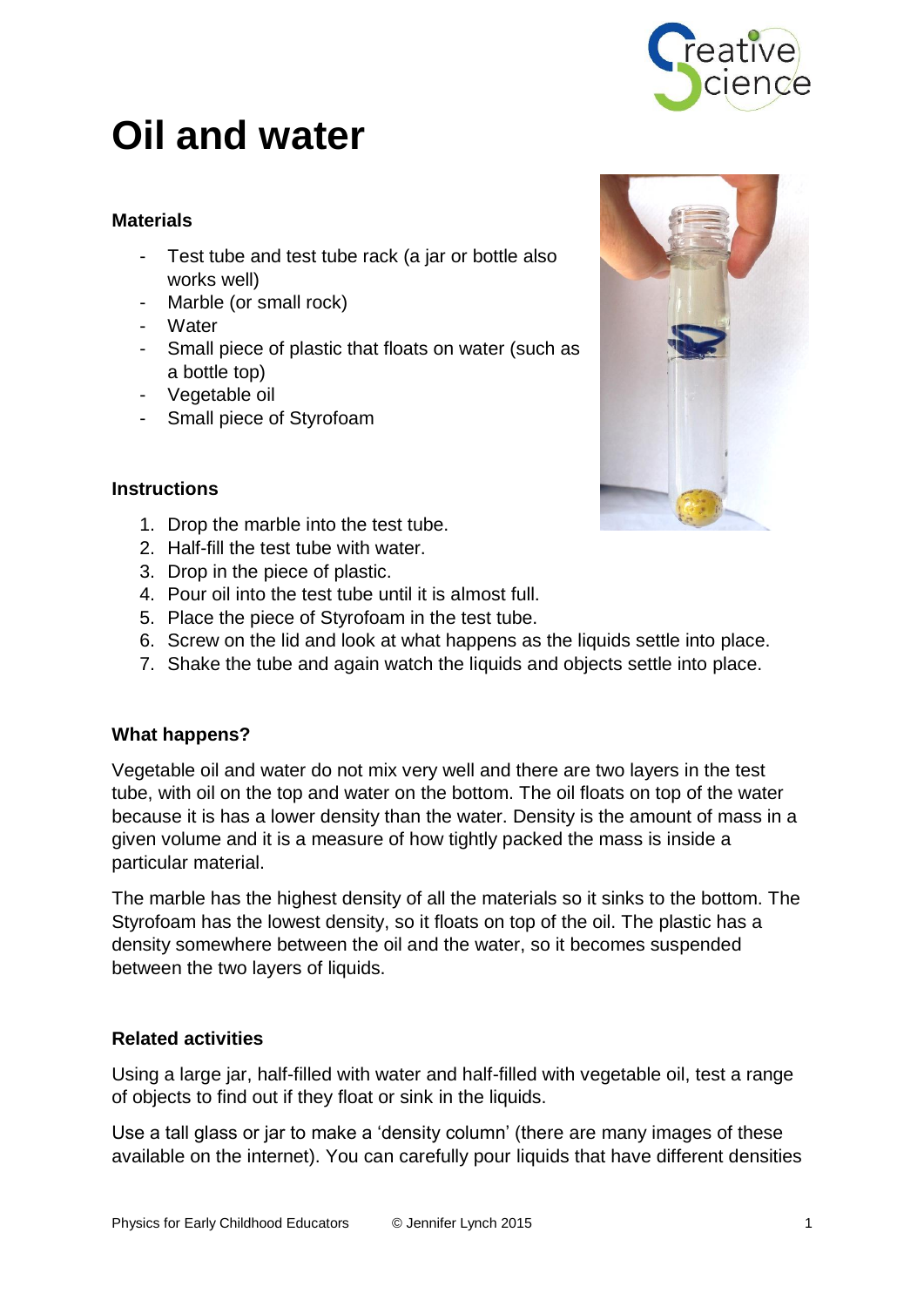# Oil and water

**Materials**

- Test tube and test tube rack (a jar or bottle also works well)
- Marble (or small rock)
- Water
- Small piece of plastic that floats on water (such as a bottle top)
- Vegetable oil
- Small piece of Styrofoam

**Instructions**

1. Drop the marble into the test tube.
2. Half-fill the test tube with water.
3. Drop in the piece of plastic.
4. Pour oil into the test tube until it is almost full.
5. Place the piece of Styrofoam in the test tube.
6. Screw on the lid and look at what happens as the liquids settle into place.
7. Shake the tube and again watch the liquids and objects settle into place.

**What happens?**

Vegetable oil and water do not mix very well and there are two layers in the test tube, with oil on the top and water on the bottom. The oil floats on top of the water because it is has a lower density than the water. Density is the amount of mass in a given volume and it is a measure of how tightly packed the mass is inside a particular material.

The marble has the highest density of all the materials so it sinks to the bottom. The Styrofoam has the lowest density, so it floats on top of the oil. The plastic has a density somewhere between the oil and the water, so it becomes suspended between the two layers of liquids.

**Related activities**

Using a large jar, half-filled with water and half-filled with vegetable oil, test a range of objects to find out if they float or sink in the liquids.

Use a tall glass or jar to make a 'density column' (there are many images of these available on the internet). You can carefully pour liquids that have different densities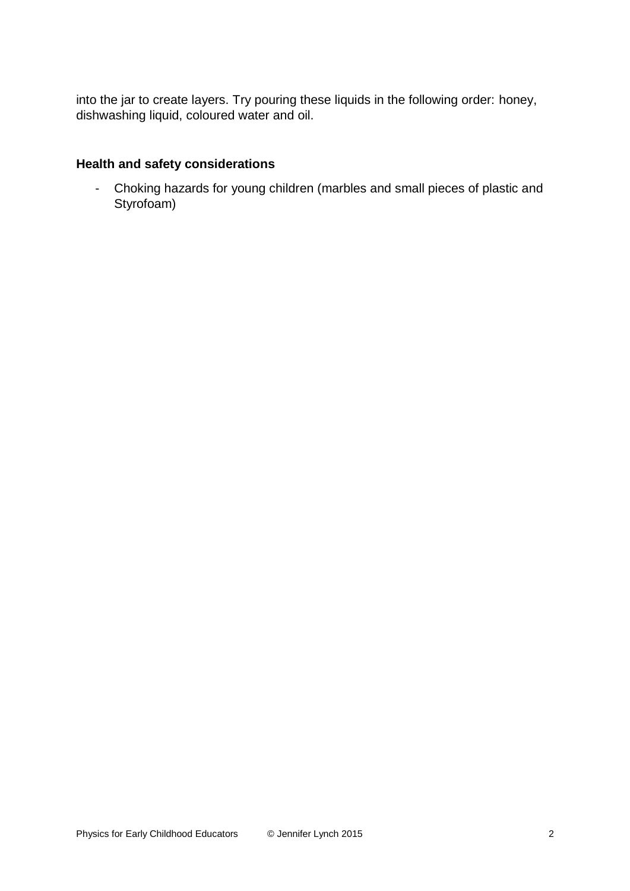into the jar to create layers. Try pouring these liquids in the following order: honey, dishwashing liquid, coloured water and oil.

**Health and safety considerations**

- Choking hazards for young children (marbles and small pieces of plastic and Styrofoam)